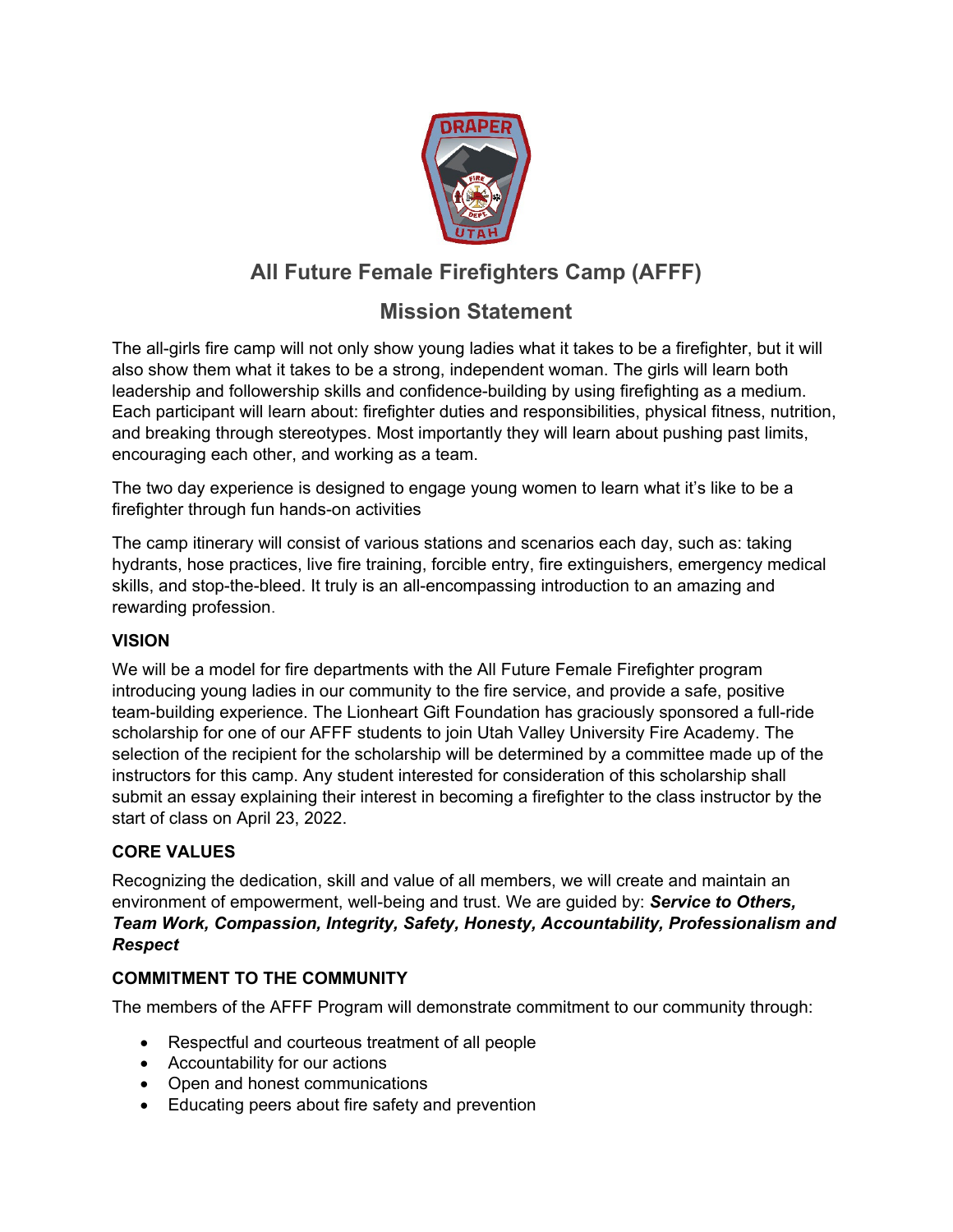# All Future Female Firefighters Camp (AFFF)

## Mission Statement

The all-girls fire camp will not only show young ladies what it takes to be a firefighter, but it will also show them what it takes to be a strong, independent woman. The girls will learn both leadership and followership skills and confidence-building by using firefighting as a medium. Each participant will learn about: firefighter duties and responsibilities, physical fitness, nutrition, and breaking through stereotypes. Most importantly they will learn about pushing past limits, encouraging each other, and working as a team.

The two day experience is designed to engage young women to learn what it's like to be a firefighter through fun hands-on activities

The camp itinerary will consist of various stations and scenarios each day, such as: taking hydrants, hose practices, live fire training, forcible entry, fire extinguishers, emergency medical skills, and stop-the-bleed. It truly is an all-encompassing introduction to an amazing and rewarding profession.

### VISION

We will be a model for fire departments with the All Future Female Firefighter program introducing young ladies in our community to the fire service, and provide a safe, positive team-building experience. The Lionheart Gift Foundation has graciously sponsored a full-ride scholarship for one of our AFFF students to join Utah Valley University Fire Academy. The selection of the recipient for the scholarship will be determined by a committee made up of the instructors for this camp. Any student interested for consideration of this scholarship shall submit an essay explaining their interest in becoming a firefighter to the class instructor by the start of class on April 23, 2022.

### CORE VALUES

Recognizing the dedication, skill and value of all members, we will create and maintain an environment of empowerment, well-being and trust. We are guided by: ***Service to Others, Team Work, Compassion, Integrity, Safety, Honesty, Accountability, Professionalism and Respect***

### COMMITMENT TO THE COMMUNITY

The members of the AFFF Program will demonstrate commitment to our community through:

- Respectful and courteous treatment of all people
- Accountability for our actions
- Open and honest communications
- Educating peers about fire safety and prevention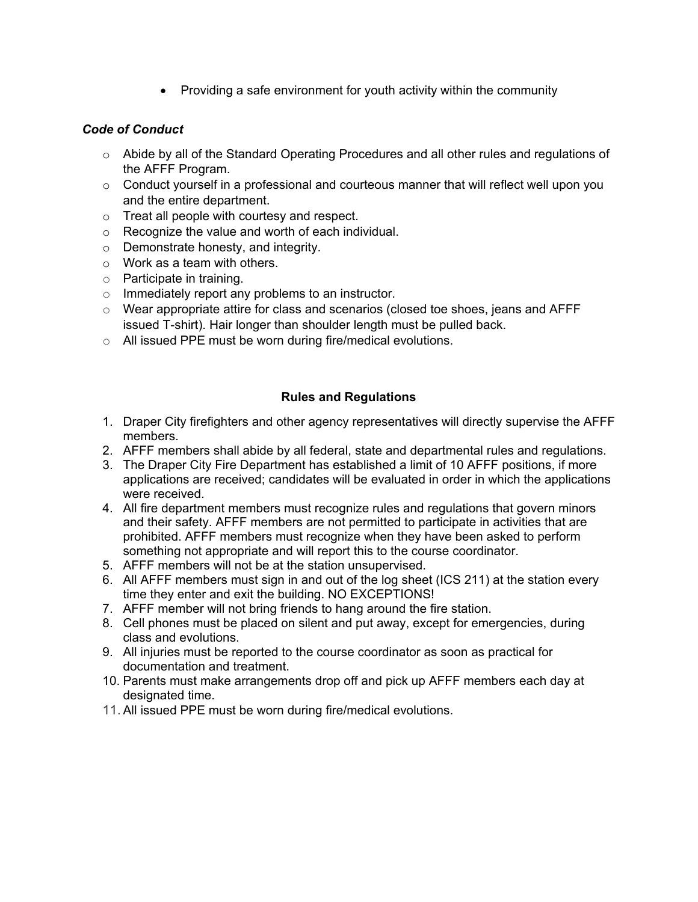- Providing a safe environment for youth activity within the community

***Code of Conduct***

- Abide by all of the Standard Operating Procedures and all other rules and regulations of the AFFF Program.
- Conduct yourself in a professional and courteous manner that will reflect well upon you and the entire department.
- Treat all people with courtesy and respect.
- Recognize the value and worth of each individual.
- Demonstrate honesty, and integrity.
- Work as a team with others.
- Participate in training.
- Immediately report any problems to an instructor.
- Wear appropriate attire for class and scenarios (closed toe shoes, jeans and AFFF issued T-shirt). Hair longer than shoulder length must be pulled back.
- All issued PPE must be worn during fire/medical evolutions.

**Rules and Regulations**

1. Draper City firefighters and other agency representatives will directly supervise the AFFF members.
2. AFFF members shall abide by all federal, state and departmental rules and regulations.
3. The Draper City Fire Department has established a limit of 10 AFFF positions, if more applications are received; candidates will be evaluated in order in which the applications were received.
4. All fire department members must recognize rules and regulations that govern minors and their safety. AFFF members are not permitted to participate in activities that are prohibited. AFFF members must recognize when they have been asked to perform something not appropriate and will report this to the course coordinator.
5. AFFF members will not be at the station unsupervised.
6. All AFFF members must sign in and out of the log sheet (ICS 211) at the station every time they enter and exit the building. NO EXCEPTIONS!
7. AFFF member will not bring friends to hang around the fire station.
8. Cell phones must be placed on silent and put away, except for emergencies, during class and evolutions.
9. All injuries must be reported to the course coordinator as soon as practical for documentation and treatment.
10. Parents must make arrangements drop off and pick up AFFF members each day at designated time.
11. All issued PPE must be worn during fire/medical evolutions.